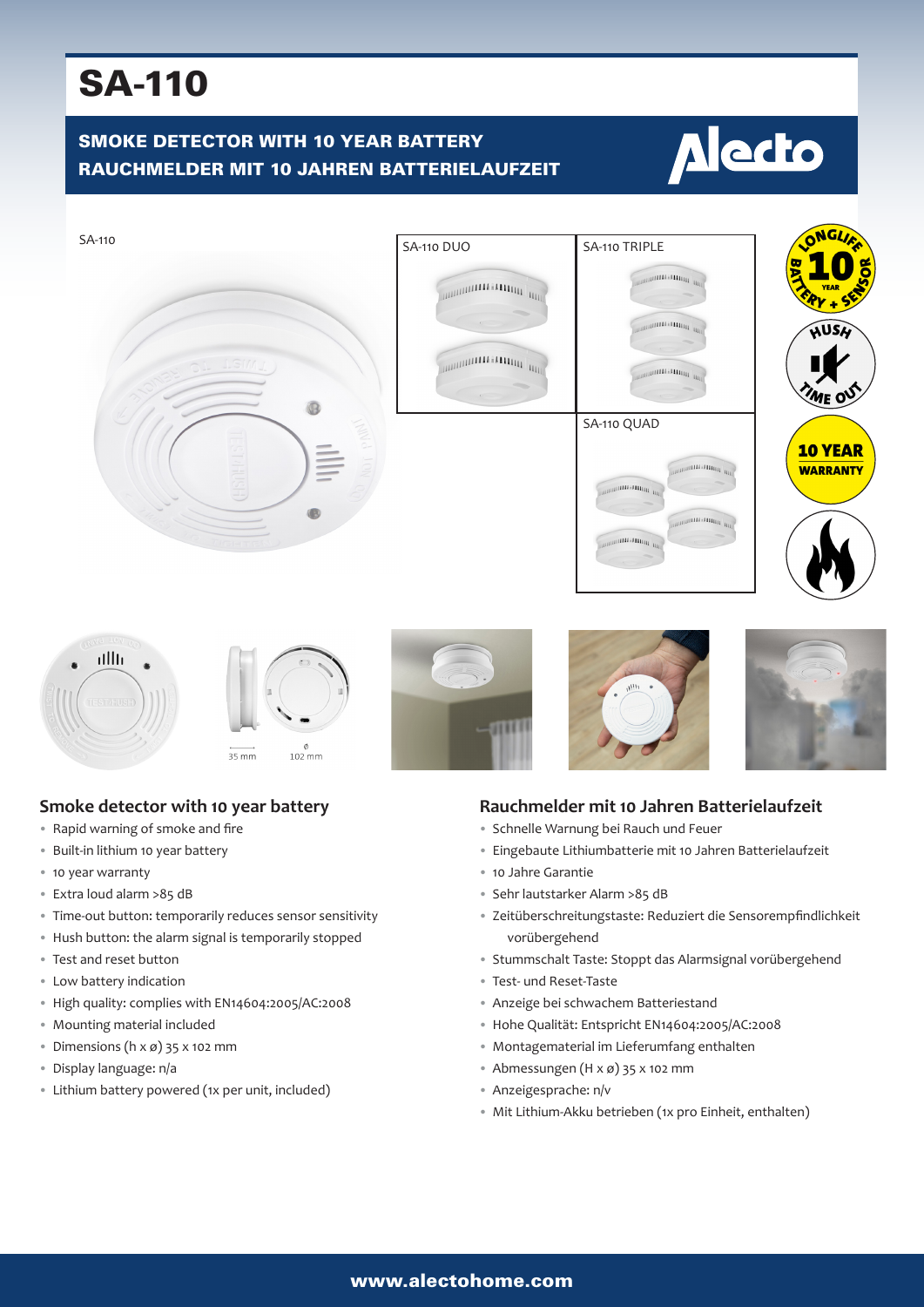# SA-110

## SMOKE DETECTOR WITH 10 YEAR BATTERY
## RAUCHMELDER MIT 10 JAHREN BATTERIELAUFZEIT

SA-110

SA-110 DUO

SA-110 TRIPLE

SA-110 QUAD

35 mm

ø 102 mm

### Smoke detector with 10 year battery

- Rapid warning of smoke and fire
- Built-in lithium 10 year battery
- 10 year warranty
- Extra loud alarm >85 dB
- Time-out button: temporarily reduces sensor sensitivity
- Hush button: the alarm signal is temporarily stopped
- Test and reset button
- Low battery indication
- High quality: complies with EN14604:2005/AC:2008
- Mounting material included
- Dimensions (h x ø) 35 x 102 mm
- Display language: n/a
- Lithium battery powered (1x per unit, included)

### Rauchmelder mit 10 Jahren Batterielaufzeit

- Schnelle Warnung bei Rauch und Feuer
- Eingebaute Lithiumbatterie mit 10 Jahren Batterielaufzeit
- 10 Jahre Garantie
- Sehr lautstarker Alarm >85 dB
- Zeitüberschreitungstaste: Reduziert die Sensorempfindlichkeit vorübergehend
- Stummschalt Taste: Stoppt das Alarmsignal vorübergehend
- Test- und Reset-Taste
- Anzeige bei schwachem Batteriestand
- Hohe Qualität: Entspricht EN14604:2005/AC:2008
- Montagematerial im Lieferumfang enthalten
- Abmessungen (H x ø) 35 x 102 mm
- Anzeigesprache: n/v
- Mit Lithium-Akku betrieben (1x pro Einheit, enthalten)

www.alectohome.com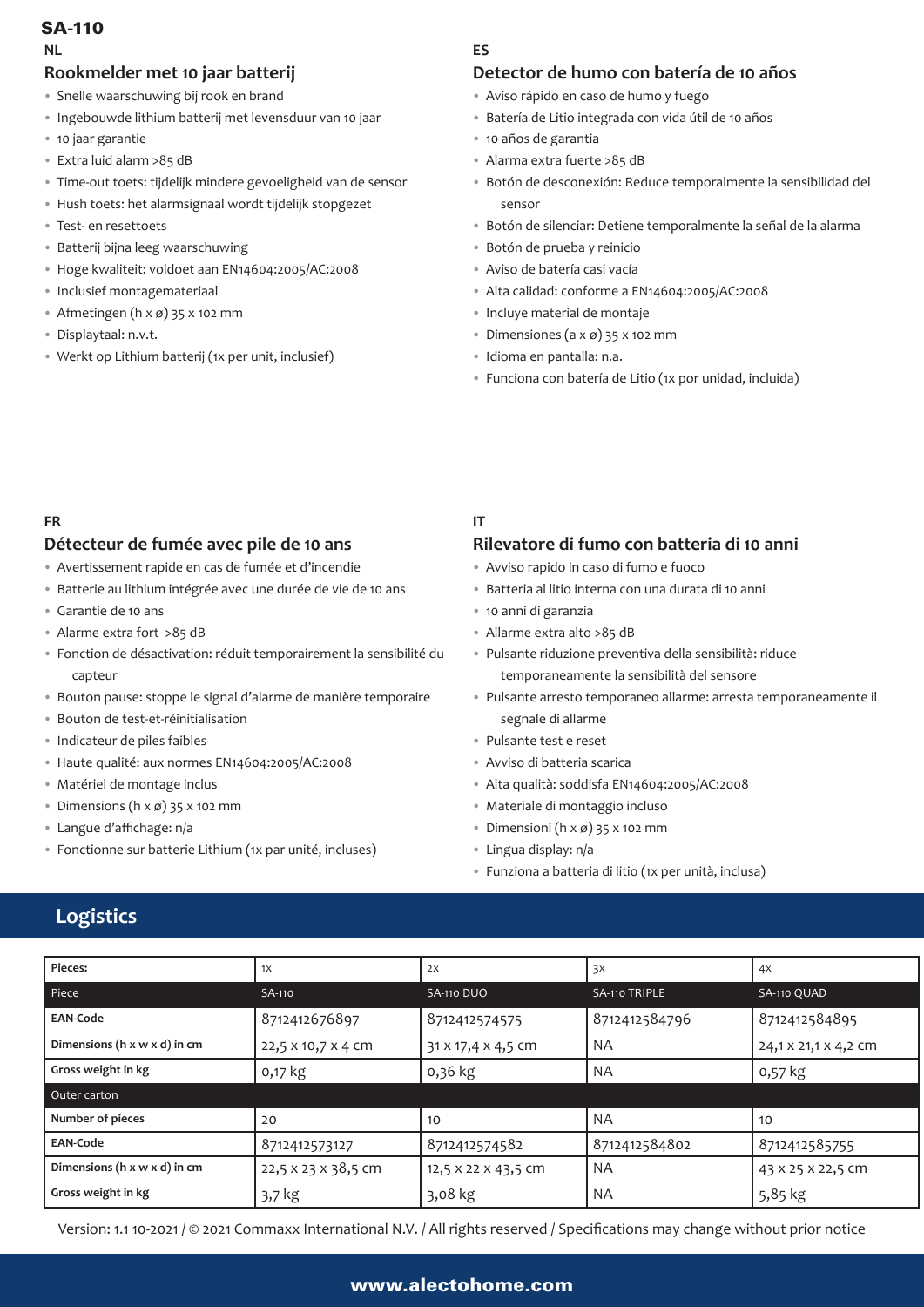# SA-110

## NL

### Rookmelder met 10 jaar batterij

- Snelle waarschuwing bij rook en brand
- Ingebouwde lithium batterij met levensduur van 10 jaar
- 10 jaar garantie
- Extra luid alarm >85 dB
- Time-out toets: tijdelijk mindere gevoeligheid van de sensor
- Hush toets: het alarmsignaal wordt tijdelijk stopgezet
- Test- en resettoets
- Batterij bijna leeg waarschuwing
- Hoge kwaliteit: voldoet aan EN14604:2005/AC:2008
- Inclusief montagemateriaal
- Afmetingen (h x ø) 35 x 102 mm
- Displaytaal: n.v.t.
- Werkt op Lithium batterij (1x per unit, inclusief)

## ES

### Detector de humo con batería de 10 años

- Aviso rápido en caso de humo y fuego
- Batería de Litio integrada con vida útil de 10 años
- 10 años de garantia
- Alarma extra fuerte >85 dB
- Botón de desconexión: Reduce temporalmente la sensibilidad del sensor
- Botón de silenciar: Detiene temporalmente la señal de la alarma
- Botón de prueba y reinicio
- Aviso de batería casi vacía
- Alta calidad: conforme a EN14604:2005/AC:2008
- Incluye material de montaje
- Dimensiones (a x ø) 35 x 102 mm
- Idioma en pantalla: n.a.
- Funciona con batería de Litio (1x por unidad, incluida)

## FR

### Détecteur de fumée avec pile de 10 ans

- Avertissement rapide en cas de fumée et d'incendie
- Batterie au lithium intégrée avec une durée de vie de 10 ans
- Garantie de 10 ans
- Alarme extra fort >85 dB
- Fonction de désactivation: réduit temporairement la sensibilité du capteur
- Bouton pause: stoppe le signal d'alarme de manière temporaire
- Bouton de test-et-réinitialisation
- Indicateur de piles faibles
- Haute qualité: aux normes EN14604:2005/AC:2008
- Matériel de montage inclus
- Dimensions (h x ø) 35 x 102 mm
- Langue d'affichage: n/a
- Fonctionne sur batterie Lithium (1x par unité, incluses)

## IT

### Rilevatore di fumo con batteria di 10 anni

- Avviso rapido in caso di fumo e fuoco
- Batteria al litio interna con una durata di 10 anni
- 10 anni di garanzia
- Allarme extra alto >85 dB
- Pulsante riduzione preventiva della sensibilità: riduce temporaneamente la sensibilità del sensore
- Pulsante arresto temporaneo allarme: arresta temporaneamente il segnale di allarme
- Pulsante test e reset
- Avviso di batteria scarica
- Alta qualità: soddisfa EN14604:2005/AC:2008
- Materiale di montaggio incluso
- Dimensioni (h x ø) 35 x 102 mm
- Lingua display: n/a
- Funziona a batteria di litio (1x per unità, inclusa)

## Logistics

| Pieces: | 1x | 2x | 3x | 4x |
|---|---|---|---|---|
| Piece | SA-110 | SA-110 DUO | SA-110 TRIPLE | SA-110 QUAD |
| EAN-Code | 8712412676897 | 8712412574575 | 8712412584796 | 8712412584895 |
| Dimensions (h x w x d) in cm | 22,5 x 10,7 x 4 cm | 31 x 17,4 x 4,5 cm | NA | 24,1 x 21,1 x 4,2 cm |
| Gross weight in kg | 0,17 kg | 0,36 kg | NA | 0,57 kg |
| Outer carton | | | | |
| Number of pieces | 20 | 10 | NA | 10 |
| EAN-Code | 8712412573127 | 8712412574582 | 8712412584802 | 8712412585755 |
| Dimensions (h x w x d) in cm | 22,5 x 23 x 38,5 cm | 12,5 x 22 x 43,5 cm | NA | 43 x 25 x 22,5 cm |
| Gross weight in kg | 3,7 kg | 3,08 kg | NA | 5,85 kg |

Version: 1.1 10-2021 / © 2021 Commaxx International N.V. / All rights reserved / Specifications may change without prior notice

www.alectohome.com